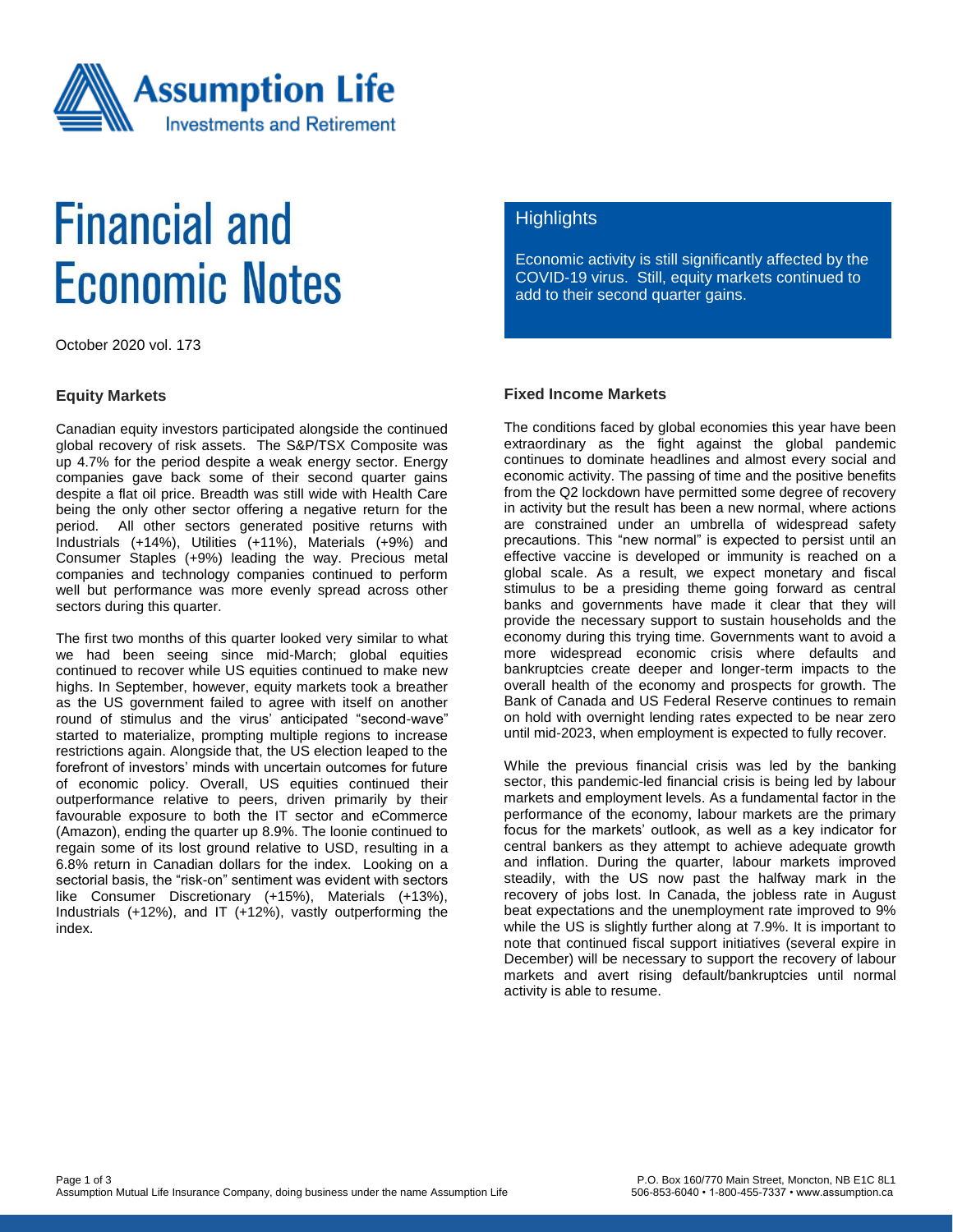# Financial and Economic Notes

October 2020 vol. 173

## Highlights

Economic activity is still significantly affected by the COVID-19 virus. Still, equity markets continued to add to their second quarter gains.

### Equity Markets

Canadian equity investors participated alongside the continued global recovery of risk assets. The S&P/TSX Composite was up 4.7% for the period despite a weak energy sector. Energy companies gave back some of their second quarter gains despite a flat oil price. Breadth was still wide with Health Care being the only other sector offering a negative return for the period. All other sectors generated positive returns with Industrials (+14%), Utilities (+11%), Materials (+9%) and Consumer Staples (+9%) leading the way. Precious metal companies and technology companies continued to perform well but performance was more evenly spread across other sectors during this quarter.

The first two months of this quarter looked very similar to what we had been seeing since mid-March; global equities continued to recover while US equities continued to make new highs. In September, however, equity markets took a breather as the US government failed to agree with itself on another round of stimulus and the virus' anticipated "second-wave" started to materialize, prompting multiple regions to increase restrictions again. Alongside that, the US election leaped to the forefront of investors' minds with uncertain outcomes for future of economic policy. Overall, US equities continued their outperformance relative to peers, driven primarily by their favourable exposure to both the IT sector and eCommerce (Amazon), ending the quarter up 8.9%. The loonie continued to regain some of its lost ground relative to USD, resulting in a 6.8% return in Canadian dollars for the index. Looking on a sectorial basis, the "risk-on" sentiment was evident with sectors like Consumer Discretionary (+15%), Materials (+13%), Industrials (+12%), and IT (+12%), vastly outperforming the index.

### Fixed Income Markets

The conditions faced by global economies this year have been extraordinary as the fight against the global pandemic continues to dominate headlines and almost every social and economic activity. The passing of time and the positive benefits from the Q2 lockdown have permitted some degree of recovery in activity but the result has been a new normal, where actions are constrained under an umbrella of widespread safety precautions. This "new normal" is expected to persist until an effective vaccine is developed or immunity is reached on a global scale. As a result, we expect monetary and fiscal stimulus to be a presiding theme going forward as central banks and governments have made it clear that they will provide the necessary support to sustain households and the economy during this trying time. Governments want to avoid a more widespread economic crisis where defaults and bankruptcies create deeper and longer-term impacts to the overall health of the economy and prospects for growth. The Bank of Canada and US Federal Reserve continues to remain on hold with overnight lending rates expected to be near zero until mid-2023, when employment is expected to fully recover.

While the previous financial crisis was led by the banking sector, this pandemic-led financial crisis is being led by labour markets and employment levels. As a fundamental factor in the performance of the economy, labour markets are the primary focus for the markets' outlook, as well as a key indicator for central bankers as they attempt to achieve adequate growth and inflation. During the quarter, labour markets improved steadily, with the US now past the halfway mark in the recovery of jobs lost. In Canada, the jobless rate in August beat expectations and the unemployment rate improved to 9% while the US is slightly further along at 7.9%. It is important to note that continued fiscal support initiatives (several expire in December) will be necessary to support the recovery of labour markets and avert rising default/bankruptcies until normal activity is able to resume.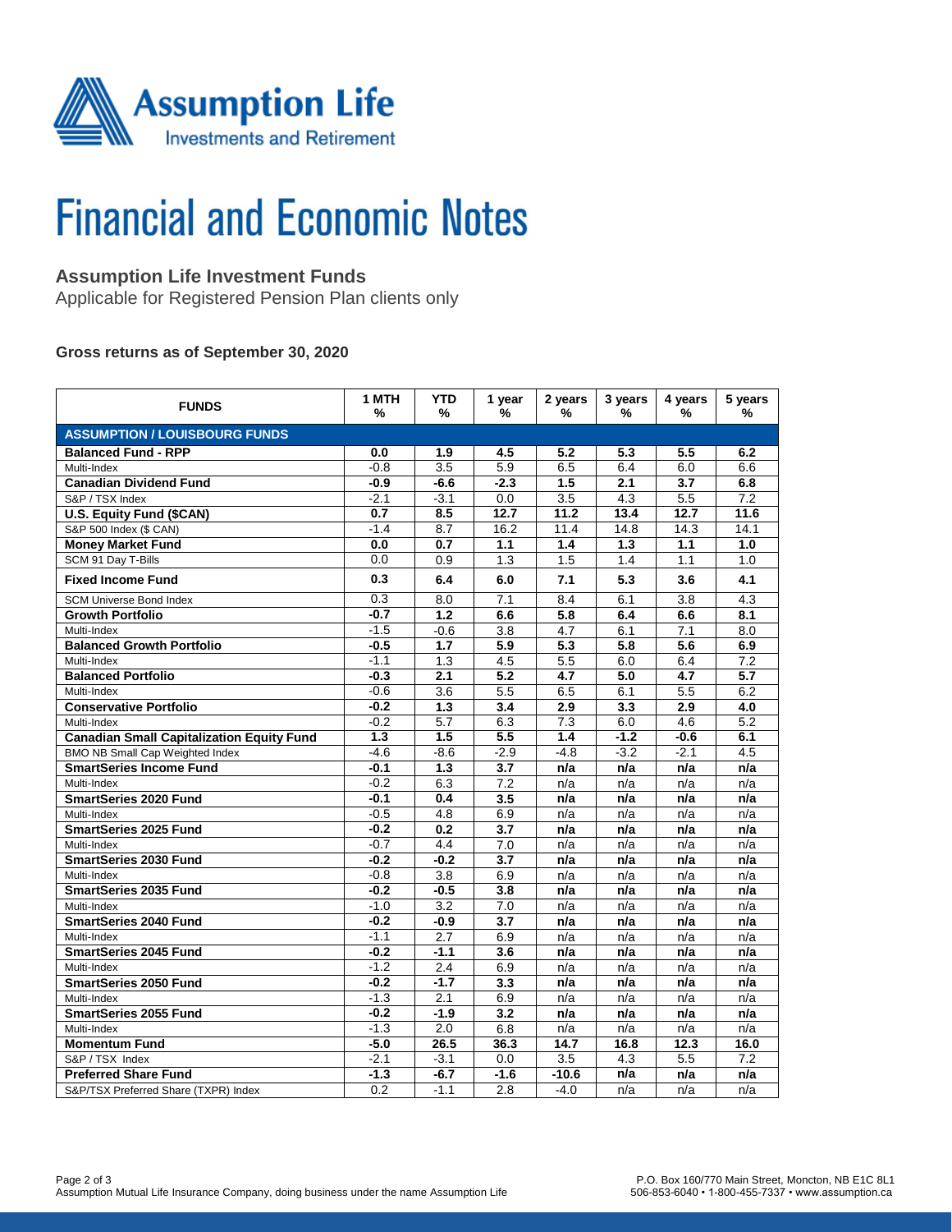# Financial and Economic Notes

## Assumption Life Investment Funds

Applicable for Registered Pension Plan clients only

**Gross returns as of September 30, 2020**

| FUNDS | 1 MTH % | YTD % | 1 year % | 2 years % | 3 years % | 4 years % | 5 years % |
|---|---|---|---|---|---|---|---|
| **ASSUMPTION / LOUISBOURG FUNDS** | | | | | | | |
| **Balanced Fund - RPP** | **0.0** | **1.9** | **4.5** | **5.2** | **5.3** | **5.5** | **6.2** |
| Multi-Index | -0.8 | 3.5 | 5.9 | 6.5 | 6.4 | 6.0 | 6.6 |
| **Canadian Dividend Fund** | **-0.9** | **-6.6** | **-2.3** | **1.5** | **2.1** | **3.7** | **6.8** |
| S&P / TSX Index | -2.1 | -3.1 | 0.0 | 3.5 | 4.3 | 5.5 | 7.2 |
| **U.S. Equity Fund ($CAN)** | **0.7** | **8.5** | **12.7** | **11.2** | **13.4** | **12.7** | **11.6** |
| S&P 500 Index ($ CAN) | -1.4 | 8.7 | 16.2 | 11.4 | 14.8 | 14.3 | 14.1 |
| **Money Market Fund** | **0.0** | **0.7** | **1.1** | **1.4** | **1.3** | **1.1** | **1.0** |
| SCM 91 Day T-Bills | 0.0 | 0.9 | 1.3 | 1.5 | 1.4 | 1.1 | 1.0 |
| **Fixed Income Fund** | **0.3** | **6.4** | **6.0** | **7.1** | **5.3** | **3.6** | **4.1** |
| SCM Universe Bond Index | 0.3 | 8.0 | 7.1 | 8.4 | 6.1 | 3.8 | 4.3 |
| **Growth Portfolio** | **-0.7** | **1.2** | **6.6** | **5.8** | **6.4** | **6.6** | **8.1** |
| Multi-Index | -1.5 | -0.6 | 3.8 | 4.7 | 6.1 | 7.1 | 8.0 |
| **Balanced Growth Portfolio** | **-0.5** | **1.7** | **5.9** | **5.3** | **5.8** | **5.6** | **6.9** |
| Multi-Index | -1.1 | 1.3 | 4.5 | 5.5 | 6.0 | 6.4 | 7.2 |
| **Balanced Portfolio** | **-0.3** | **2.1** | **5.2** | **4.7** | **5.0** | **4.7** | **5.7** |
| Multi-Index | -0.6 | 3.6 | 5.5 | 6.5 | 6.1 | 5.5 | 6.2 |
| **Conservative Portfolio** | **-0.2** | **1.3** | **3.4** | **2.9** | **3.3** | **2.9** | **4.0** |
| Multi-Index | -0.2 | 5.7 | 6.3 | 7.3 | 6.0 | 4.6 | 5.2 |
| **Canadian Small Capitalization Equity Fund** | **1.3** | **1.5** | **5.5** | **1.4** | **-1.2** | **-0.6** | **6.1** |
| BMO NB Small Cap Weighted Index | -4.6 | -8.6 | -2.9 | -4.8 | -3.2 | -2.1 | 4.5 |
| **SmartSeries Income Fund** | **-0.1** | **1.3** | **3.7** | **n/a** | **n/a** | **n/a** | **n/a** |
| Multi-Index | -0.2 | 6.3 | 7.2 | n/a | n/a | n/a | n/a |
| **SmartSeries 2020 Fund** | **-0.1** | **0.4** | **3.5** | **n/a** | **n/a** | **n/a** | **n/a** |
| Multi-Index | -0.5 | 4.8 | 6.9 | n/a | n/a | n/a | n/a |
| **SmartSeries 2025 Fund** | **-0.2** | **0.2** | **3.7** | **n/a** | **n/a** | **n/a** | **n/a** |
| Multi-Index | -0.7 | 4.4 | 7.0 | n/a | n/a | n/a | n/a |
| **SmartSeries 2030 Fund** | **-0.2** | **-0.2** | **3.7** | **n/a** | **n/a** | **n/a** | **n/a** |
| Multi-Index | -0.8 | 3.8 | 6.9 | n/a | n/a | n/a | n/a |
| **SmartSeries 2035 Fund** | **-0.2** | **-0.5** | **3.8** | **n/a** | **n/a** | **n/a** | **n/a** |
| Multi-Index | -1.0 | 3.2 | 7.0 | n/a | n/a | n/a | n/a |
| **SmartSeries 2040 Fund** | **-0.2** | **-0.9** | **3.7** | **n/a** | **n/a** | **n/a** | **n/a** |
| Multi-Index | -1.1 | 2.7 | 6.9 | n/a | n/a | n/a | n/a |
| **SmartSeries 2045 Fund** | **-0.2** | **-1.1** | **3.6** | **n/a** | **n/a** | **n/a** | **n/a** |
| Multi-Index | -1.2 | 2.4 | 6.9 | n/a | n/a | n/a | n/a |
| **SmartSeries 2050 Fund** | **-0.2** | **-1.7** | **3.3** | **n/a** | **n/a** | **n/a** | **n/a** |
| Multi-Index | -1.3 | 2.1 | 6.9 | n/a | n/a | n/a | n/a |
| **SmartSeries 2055 Fund** | **-0.2** | **-1.9** | **3.2** | **n/a** | **n/a** | **n/a** | **n/a** |
| Multi-Index | -1.3 | 2.0 | 6.8 | n/a | n/a | n/a | n/a |
| **Momentum Fund** | **-5.0** | **26.5** | **36.3** | **14.7** | **16.8** | **12.3** | **16.0** |
| S&P / TSX Index | -2.1 | -3.1 | 3.5 | 4.3 | 5.5 | 7.2 | |
| **Preferred Share Fund** | **-1.3** | **-6.7** | **-1.6** | **-10.6** | **n/a** | **n/a** | **n/a** |
| S&P/TSX Preferred Share (TXPR) Index | 0.2 | -1.1 | 2.8 | -4.0 | n/a | n/a | n/a |

Assumption Mutual Life Insurance Company, doing business under the name Assumption Life

P.O. Box 160/770 Main Street, Moncton, NB E1C 8L1
506-853-6040 • 1-800-455-7337 • www.assumption.ca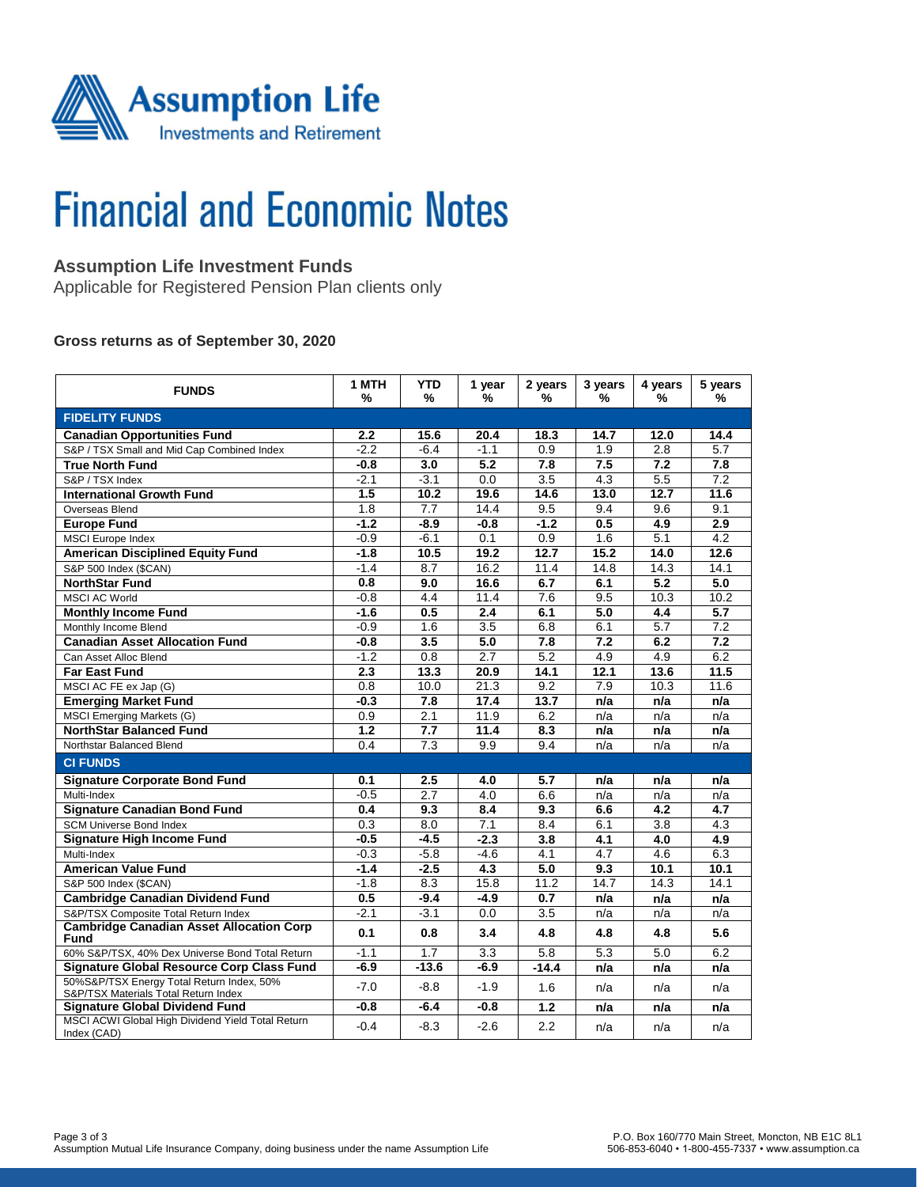# Financial and Economic Notes

## Assumption Life Investment Funds

Applicable for Registered Pension Plan clients only

### Gross returns as of September 30, 2020

| FUNDS | 1 MTH % | YTD % | 1 year % | 2 years % | 3 years % | 4 years % | 5 years % |
|---|---|---|---|---|---|---|---|
| **FIDELITY FUNDS** | | | | | | | |
| **Canadian Opportunities Fund** | **2.2** | **15.6** | **20.4** | **18.3** | **14.7** | **12.0** | **14.4** |
| S&P / TSX Small and Mid Cap Combined Index | -2.2 | -6.4 | -1.1 | 0.9 | 1.9 | 2.8 | 5.7 |
| **True North Fund** | **-0.8** | **3.0** | **5.2** | **7.8** | **7.5** | **7.2** | **7.8** |
| S&P / TSX Index | -2.1 | -3.1 | 0.0 | 3.5 | 4.3 | 5.5 | 7.2 |
| **International Growth Fund** | **1.5** | **10.2** | **19.6** | **14.6** | **13.0** | **12.7** | **11.6** |
| Overseas Blend | 1.8 | 7.7 | 14.4 | 9.5 | 9.4 | 9.6 | 9.1 |
| **Europe Fund** | **-1.2** | **-8.9** | **-0.8** | **-1.2** | **0.5** | **4.9** | **2.9** |
| MSCI Europe Index | -0.9 | -6.1 | 0.1 | 0.9 | 1.6 | 5.1 | 4.2 |
| **American Disciplined Equity Fund** | **-1.8** | **10.5** | **19.2** | **12.7** | **15.2** | **14.0** | **12.6** |
| S&P 500 Index ($CAN) | -1.4 | 8.7 | 16.2 | 11.4 | 14.8 | 14.3 | 14.1 |
| **NorthStar Fund** | **0.8** | **9.0** | **16.6** | **6.7** | **6.1** | **5.2** | **5.0** |
| MSCI AC World | -0.8 | 4.4 | 11.4 | 7.6 | 9.5 | 10.3 | 10.2 |
| **Monthly Income Fund** | **-1.6** | **0.5** | **2.4** | **6.1** | **5.0** | **4.4** | **5.7** |
| Monthly Income Blend | -0.9 | 1.6 | 3.5 | 6.8 | 6.1 | 5.7 | 7.2 |
| **Canadian Asset Allocation Fund** | **-0.8** | **3.5** | **5.0** | **7.8** | **7.2** | **6.2** | **7.2** |
| Can Asset Alloc Blend | -1.2 | 0.8 | 2.7 | 5.2 | 4.9 | 4.9 | 6.2 |
| **Far East Fund** | **2.3** | **13.3** | **20.9** | **14.1** | **12.1** | **13.6** | **11.5** |
| MSCI AC FE ex Jap (G) | 0.8 | 10.0 | 21.3 | 9.2 | 7.9 | 10.3 | 11.6 |
| **Emerging Market Fund** | **-0.3** | **7.8** | **17.4** | **13.7** | **n/a** | **n/a** | **n/a** |
| MSCI Emerging Markets (G) | 0.9 | 2.1 | 11.9 | 6.2 | n/a | n/a | n/a |
| **NorthStar Balanced Fund** | **1.2** | **7.7** | **11.4** | **8.3** | **n/a** | **n/a** | **n/a** |
| Northstar Balanced Blend | 0.4 | 7.3 | 9.9 | 9.4 | n/a | n/a | n/a |
| **CI FUNDS** | | | | | | | |
| **Signature Corporate Bond Fund** | **0.1** | **2.5** | **4.0** | **5.7** | **n/a** | **n/a** | **n/a** |
| Multi-Index | -0.5 | 2.7 | 4.0 | 6.6 | n/a | n/a | n/a |
| **Signature Canadian Bond Fund** | **0.4** | **9.3** | **8.4** | **9.3** | **6.6** | **4.2** | **4.7** |
| SCM Universe Bond Index | 0.3 | 8.0 | 7.1 | 8.4 | 6.1 | 3.8 | 4.3 |
| **Signature High Income Fund** | **-0.5** | **-4.5** | **-2.3** | **3.8** | **4.1** | **4.0** | **4.9** |
| Multi-Index | -0.3 | -5.8 | -4.6 | 4.1 | 4.7 | 4.6 | 6.3 |
| **American Value Fund** | **-1.4** | **-2.5** | **4.3** | **5.0** | **9.3** | **10.1** | **10.1** |
| S&P 500 Index ($CAN) | -1.8 | 8.3 | 15.8 | 11.2 | 14.7 | 14.3 | 14.1 |
| **Cambridge Canadian Dividend Fund** | **0.5** | **-9.4** | **-4.9** | **0.7** | **n/a** | **n/a** | **n/a** |
| S&P/TSX Composite Total Return Index | -2.1 | -3.1 | 0.0 | 3.5 | n/a | n/a | n/a |
| **Cambridge Canadian Asset Allocation Corp Fund** | **0.1** | **0.8** | **3.4** | **4.8** | **4.8** | **4.8** | **5.6** |
| 60% S&P/TSX, 40% Dex Universe Bond Total Return | -1.1 | 1.7 | 3.3 | 5.8 | 5.3 | 5.0 | 6.2 |
| **Signature Global Resource Corp Class Fund** | **-6.9** | **-13.6** | **-6.9** | **-14.4** | **n/a** | **n/a** | **n/a** |
| 50%S&P/TSX Energy Total Return Index, 50% S&P/TSX Materials Total Return Index | -7.0 | -8.8 | -1.9 | 1.6 | n/a | n/a | n/a |
| **Signature Global Dividend Fund** | **-0.8** | **-6.4** | **-0.8** | **1.2** | **n/a** | **n/a** | **n/a** |
| MSCI ACWI Global High Dividend Yield Total Return Index (CAD) | -0.4 | -8.3 | -2.6 | 2.2 | n/a | n/a | n/a |

Assumption Mutual Life Insurance Company, doing business under the name Assumption Life

P.O. Box 160/770 Main Street, Moncton, NB E1C 8L1
506-853-6040 • 1-800-455-7337 • www.assumption.ca